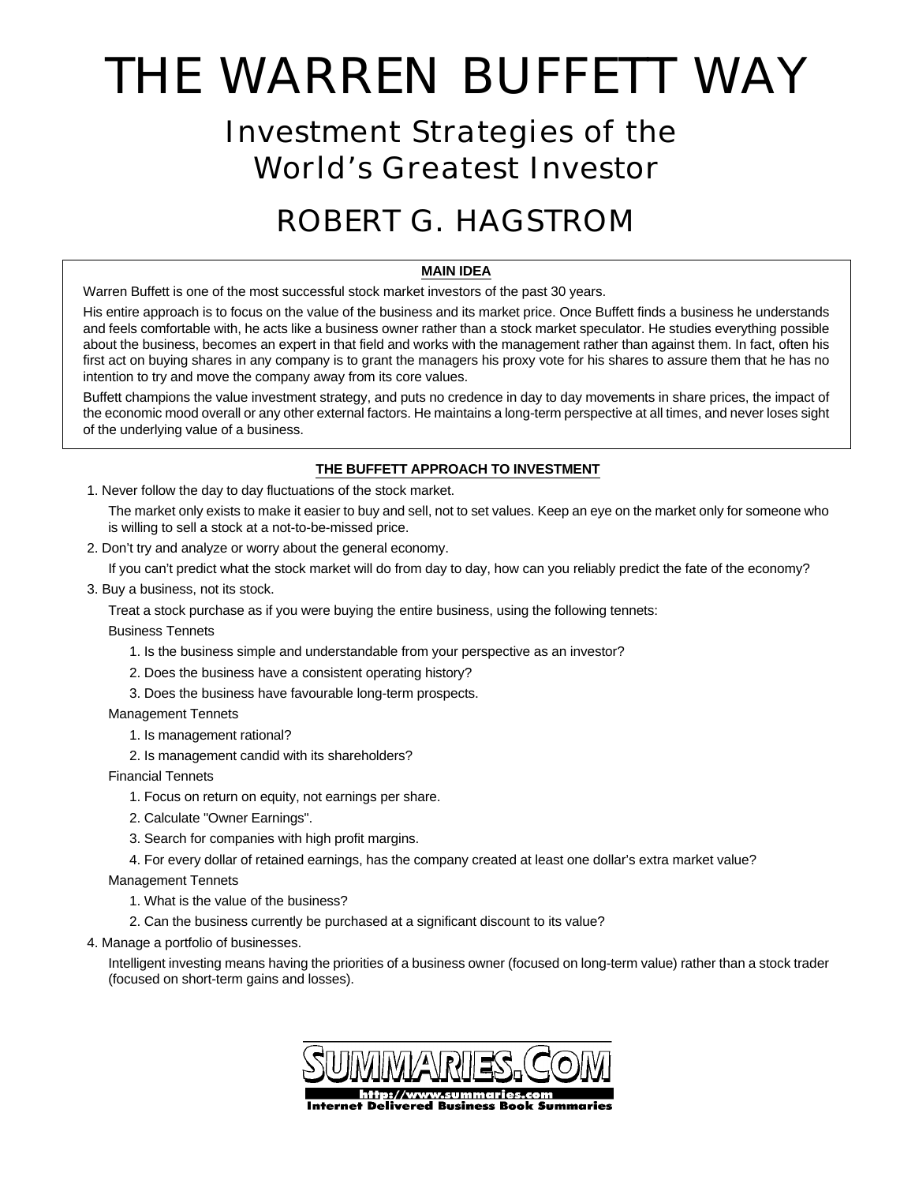# THE WARREN BUFFETT WAY

## Investment Strategies of the World's Greatest Investor

## ROBERT G. HAGSTROM

**MAIN IDEA**

Warren Buffett is one of the most successful stock market investors of the past 30 years.

His entire approach is to focus on the value of the business and its market price. Once Buffett finds a business he understands and feels comfortable with, he acts like a business owner rather than a stock market speculator. He studies everything possible about the business, becomes an expert in that field and works with the management rather than against them. In fact, often his first act on buying shares in any company is to grant the managers his proxy vote for his shares to assure them that he has no intention to try and move the company away from its core values.

Buffett champions the value investment strategy, and puts no credence in day to day movements in share prices, the impact of the economic mood overall or any other external factors. He maintains a long-term perspective at all times, and never loses sight of the underlying value of a business.

**THE BUFFETT APPROACH TO INVESTMENT**

1. Never follow the day to day fluctuations of the stock market.

   The market only exists to make it easier to buy and sell, not to set values. Keep an eye on the market only for someone who is willing to sell a stock at a not-to-be-missed price.

2. Don't try and analyze or worry about the general economy.

   If you can't predict what the stock market will do from day to day, how can you reliably predict the fate of the economy?

3. Buy a business, not its stock.

   Treat a stock purchase as if you were buying the entire business, using the following tennets:

   Business Tennets

   1. Is the business simple and understandable from your perspective as an investor?
   2. Does the business have a consistent operating history?
   3. Does the business have favourable long-term prospects.

   Management Tennets

   1. Is management rational?
   2. Is management candid with its shareholders?

   Financial Tennets

   1. Focus on return on equity, not earnings per share.
   2. Calculate "Owner Earnings".
   3. Search for companies with high profit margins.
   4. For every dollar of retained earnings, has the company created at least one dollar's extra market value?

   Management Tennets

   1. What is the value of the business?
   2. Can the business currently be purchased at a significant discount to its value?

4. Manage a portfolio of businesses.

   Intelligent investing means having the priorities of a business owner (focused on long-term value) rather than a stock trader (focused on short-term gains and losses).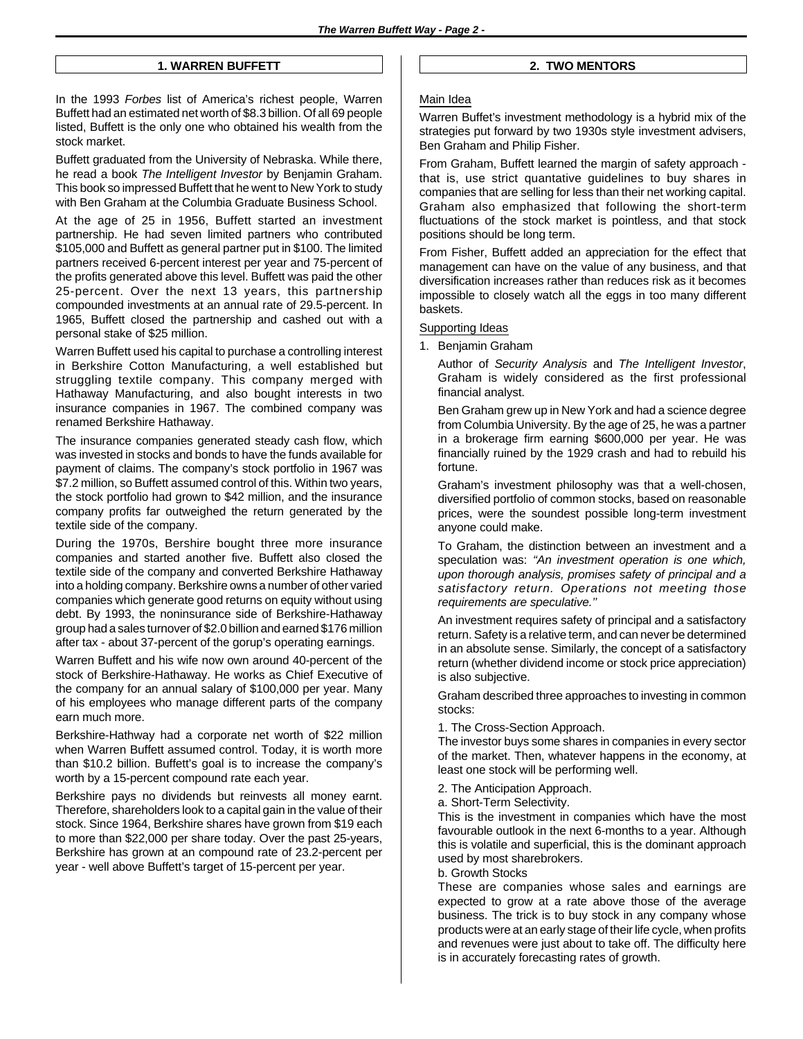## 1. WARREN BUFFETT

In the 1993 *Forbes* list of America's richest people, Warren Buffett had an estimated net worth of $8.3 billion. Of all 69 people listed, Buffett is the only one who obtained his wealth from the stock market.

Buffett graduated from the University of Nebraska. While there, he read a book *The Intelligent Investor* by Benjamin Graham. This book so impressed Buffett that he went to New York to study with Ben Graham at the Columbia Graduate Business School.

At the age of 25 in 1956, Buffett started an investment partnership. He had seven limited partners who contributed $105,000 and Buffett as general partner put in $100. The limited partners received 6-percent interest per year and 75-percent of the profits generated above this level. Buffett was paid the other 25-percent. Over the next 13 years, this partnership compounded investments at an annual rate of 29.5-percent. In 1965, Buffett closed the partnership and cashed out with a personal stake of $25 million.

Warren Buffett used his capital to purchase a controlling interest in Berkshire Cotton Manufacturing, a well established but struggling textile company. This company merged with Hathaway Manufacturing, and also bought interests in two insurance companies in 1967. The combined company was renamed Berkshire Hathaway.

The insurance companies generated steady cash flow, which was invested in stocks and bonds to have the funds available for payment of claims. The company's stock portfolio in 1967 was $7.2 million, so Buffett assumed control of this. Within two years, the stock portfolio had grown to $42 million, and the insurance company profits far outweighed the return generated by the textile side of the company.

During the 1970s, Bershire bought three more insurance companies and started another five. Buffett also closed the textile side of the company and converted Berkshire Hathaway into a holding company. Berkshire owns a number of other varied companies which generate good returns on equity without using debt. By 1993, the noninsurance side of Berkshire-Hathaway group had a sales turnover of $2.0 billion and earned $176 million after tax - about 37-percent of the gorup's operating earnings.

Warren Buffett and his wife now own around 40-percent of the stock of Berkshire-Hathaway. He works as Chief Executive of the company for an annual salary of $100,000 per year. Many of his employees who manage different parts of the company earn much more.

Berkshire-Hathway had a corporate net worth of $22 million when Warren Buffett assumed control. Today, it is worth more than $10.2 billion. Buffett's goal is to increase the company's worth by a 15-percent compound rate each year.

Berkshire pays no dividends but reinvests all money earnt. Therefore, shareholders look to a capital gain in the value of their stock. Since 1964, Berkshire shares have grown from $19 each to more than $22,000 per share today. Over the past 25-years, Berkshire has grown at an compound rate of 23.2-percent per year - well above Buffett's target of 15-percent per year.

## 2. TWO MENTORS

Main Idea

Warren Buffet's investment methodology is a hybrid mix of the strategies put forward by two 1930s style investment advisers, Ben Graham and Philip Fisher.

From Graham, Buffett learned the margin of safety approach - that is, use strict quantative guidelines to buy shares in companies that are selling for less than their net working capital. Graham also emphasized that following the short-term fluctuations of the stock market is pointless, and that stock positions should be long term.

From Fisher, Buffett added an appreciation for the effect that management can have on the value of any business, and that diversification increases rather than reduces risk as it becomes impossible to closely watch all the eggs in too many different baskets.

Supporting Ideas

1. Benjamin Graham

   Author of *Security Analysis* and *The Intelligent Investor*, Graham is widely considered as the first professional financial analyst.

   Ben Graham grew up in New York and had a science degree from Columbia University. By the age of 25, he was a partner in a brokerage firm earning $600,000 per year. He was financially ruined by the 1929 crash and had to rebuild his fortune.

   Graham's investment philosophy was that a well-chosen, diversified portfolio of common stocks, based on reasonable prices, were the soundest possible long-term investment anyone could make.

   To Graham, the distinction between an investment and a speculation was: *"An investment operation is one which, upon thorough analysis, promises safety of principal and a satisfactory return. Operations not meeting those requirements are speculative."*

   An investment requires safety of principal and a satisfactory return. Safety is a relative term, and can never be determined in an absolute sense. Similarly, the concept of a satisfactory return (whether dividend income or stock price appreciation) is also subjective.

   Graham described three approaches to investing in common stocks:

   1. The Cross-Section Approach.
   The investor buys some shares in companies in every sector of the market. Then, whatever happens in the economy, at least one stock will be performing well.

   2. The Anticipation Approach.
   a. Short-Term Selectivity.
   This is the investment in companies which have the most favourable outlook in the next 6-months to a year. Although this is volatile and superficial, this is the dominant approach used by most sharebrokers.
   b. Growth Stocks
   These are companies whose sales and earnings are expected to grow at a rate above those of the average business. The trick is to buy stock in any company whose products were at an early stage of their life cycle, when profits and revenues were just about to take off. The difficulty here is in accurately forecasting rates of growth.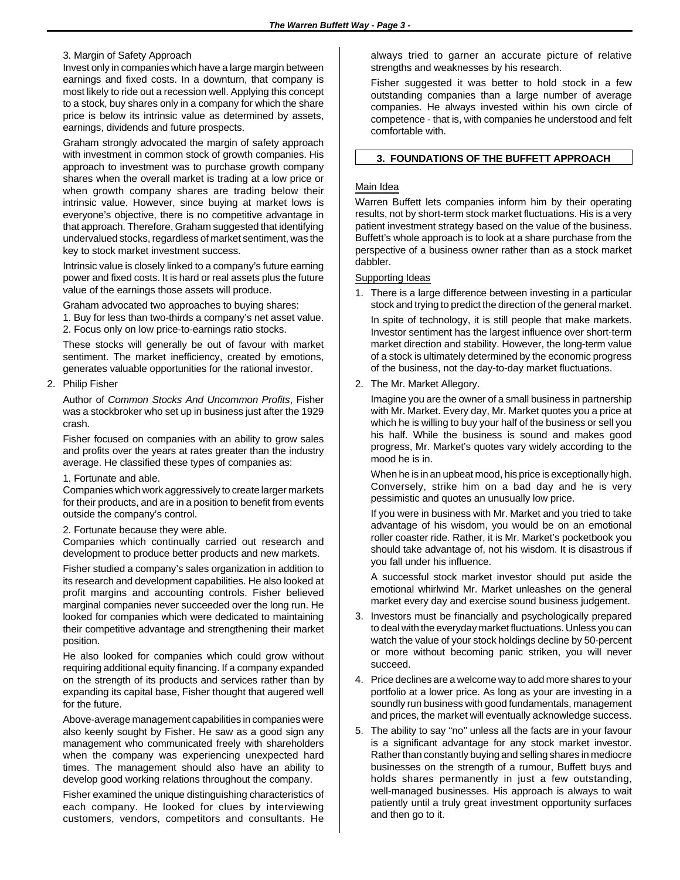3. Margin of Safety Approach

Invest only in companies which have a large margin between earnings and fixed costs. In a downturn, that company is most likely to ride out a recession well. Applying this concept to a stock, buy shares only in a company for which the share price is below its intrinsic value as determined by assets, earnings, dividends and future prospects.

Graham strongly advocated the margin of safety approach with investment in common stock of growth companies. His approach to investment was to purchase growth company shares when the overall market is trading at a low price or when growth company shares are trading below their intrinsic value. However, since buying at market lows is everyone's objective, there is no competitive advantage in that approach. Therefore, Graham suggested that identifying undervalued stocks, regardless of market sentiment, was the key to stock market investment success.

Intrinsic value is closely linked to a company's future earning power and fixed costs. It is hard or real assets plus the future value of the earnings those assets will produce.

Graham advocated two approaches to buying shares:

1. Buy for less than two-thirds a company's net asset value.
2. Focus only on low price-to-earnings ratio stocks.

These stocks will generally be out of favour with market sentiment. The market inefficiency, created by emotions, generates valuable opportunities for the rational investor.

2. Philip Fisher

Author of *Common Stocks And Uncommon Profits*, Fisher was a stockbroker who set up in business just after the 1929 crash.

Fisher focused on companies with an ability to grow sales and profits over the years at rates greater than the industry average. He classified these types of companies as:

1. Fortunate and able.
Companies which work aggressively to create larger markets for their products, and are in a position to benefit from events outside the company's control.

2. Fortunate because they were able.
Companies which continually carried out research and development to produce better products and new markets.

Fisher studied a company's sales organization in addition to its research and development capabilities. He also looked at profit margins and accounting controls. Fisher believed marginal companies never succeeded over the long run. He looked for companies which were dedicated to maintaining their competitive advantage and strengthening their market position.

He also looked for companies which could grow without requiring additional equity financing. If a company expanded on the strength of its products and services rather than by expanding its capital base, Fisher thought that augered well for the future.

Above-average management capabilities in companies were also keenly sought by Fisher. He saw as a good sign any management who communicated freely with shareholders when the company was experiencing unexpected hard times. The management should also have an ability to develop good working relations throughout the company.

Fisher examined the unique distinguishing characteristics of each company. He looked for clues by interviewing customers, vendors, competitors and consultants. He always tried to garner an accurate picture of relative strengths and weaknesses by his research.

Fisher suggested it was better to hold stock in a few outstanding companies than a large number of average companies. He always invested within his own circle of competence - that is, with companies he understood and felt comfortable with.

## 3. FOUNDATIONS OF THE BUFFETT APPROACH

Main Idea

Warren Buffett lets companies inform him by their operating results, not by short-term stock market fluctuations. His is a very patient investment strategy based on the value of the business. Buffett's whole approach is to look at a share purchase from the perspective of a business owner rather than as a stock market dabbler.

Supporting Ideas

1. There is a large difference between investing in a particular stock and trying to predict the direction of the general market.

   In spite of technology, it is still people that make markets. Investor sentiment has the largest influence over short-term market direction and stability. However, the long-term value of a stock is ultimately determined by the economic progress of the business, not the day-to-day market fluctuations.

2. The Mr. Market Allegory.

   Imagine you are the owner of a small business in partnership with Mr. Market. Every day, Mr. Market quotes you a price at which he is willing to buy your half of the business or sell you his half. While the business is sound and makes good progress, Mr. Market's quotes vary widely according to the mood he is in.

   When he is in an upbeat mood, his price is exceptionally high. Conversely, strike him on a bad day and he is very pessimistic and quotes an unusually low price.

   If you were in business with Mr. Market and you tried to take advantage of his wisdom, you would be on an emotional roller coaster ride. Rather, it is Mr. Market's pocketbook you should take advantage of, not his wisdom. It is disastrous if you fall under his influence.

   A successful stock market investor should put aside the emotional whirlwind Mr. Market unleashes on the general market every day and exercise sound business judgement.

3. Investors must be financially and psychologically prepared to deal with the everyday market fluctuations. Unless you can watch the value of your stock holdings decline by 50-percent or more without becoming panic striken, you will never succeed.

4. Price declines are a welcome way to add more shares to your portfolio at a lower price. As long as your are investing in a soundly run business with good fundamentals, management and prices, the market will eventually acknowledge success.

5. The ability to say "no" unless all the facts are in your favour is a significant advantage for any stock market investor. Rather than constantly buying and selling shares in mediocre businesses on the strength of a rumour, Buffett buys and holds shares permanently in just a few outstanding, well-managed businesses. His approach is always to wait patiently until a truly great investment opportunity surfaces and then go to it.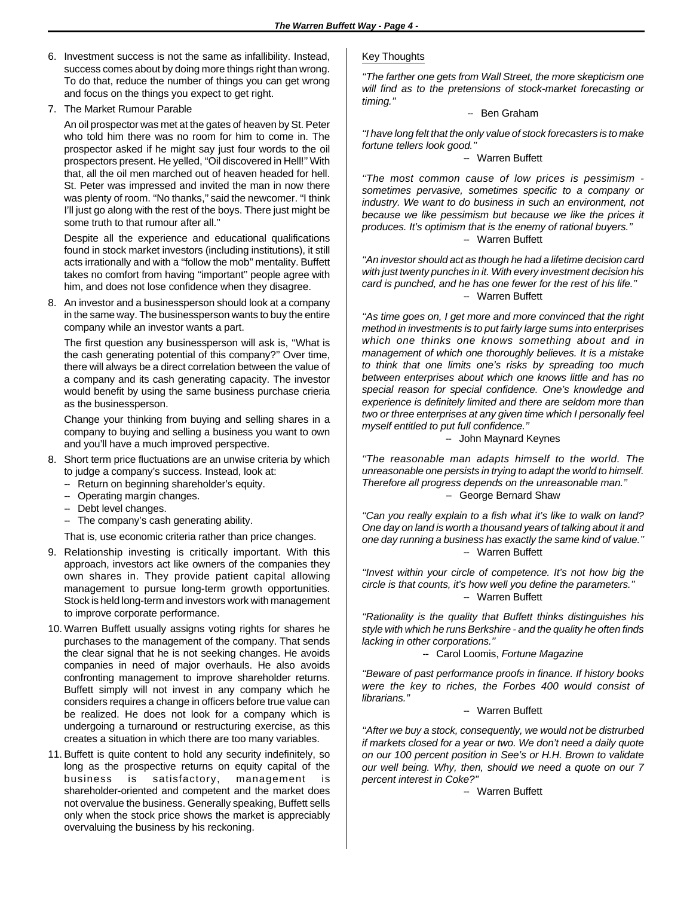6. Investment success is not the same as infallibility. Instead, success comes about by doing more things right than wrong. To do that, reduce the number of things you can get wrong and focus on the things you expect to get right.

7. The Market Rumour Parable

   An oil prospector was met at the gates of heaven by St. Peter who told him there was no room for him to come in. The prospector asked if he might say just four words to the oil prospectors present. He yelled, "Oil discovered in Hell!" With that, all the oil men marched out of heaven headed for hell. St. Peter was impressed and invited the man in now there was plenty of room. "No thanks," said the newcomer. "I think I'll just go along with the rest of the boys. There just might be some truth to that rumour after all."

   Despite all the experience and educational qualifications found in stock market investors (including institutions), it still acts irrationally and with a "follow the mob" mentality. Buffett takes no comfort from having "important" people agree with him, and does not lose confidence when they disagree.

8. An investor and a businessperson should look at a company in the same way. The businessperson wants to buy the entire company while an investor wants a part.

   The first question any businessperson will ask is, "What is the cash generating potential of this company?" Over time, there will always be a direct correlation between the value of a company and its cash generating capacity. The investor would benefit by using the same business purchase crieria as the businessperson.

   Change your thinking from buying and selling shares in a company to buying and selling a business you want to own and you'll have a much improved perspective.

8. Short term price fluctuations are an unwise criteria by which to judge a company's success. Instead, look at:
   - Return on beginning shareholder's equity.
   - Operating margin changes.
   - Debt level changes.
   - The company's cash generating ability.

   That is, use economic criteria rather than price changes.

9. Relationship investing is critically important. With this approach, investors act like owners of the companies they own shares in. They provide patient capital allowing management to pursue long-term growth opportunities. Stock is held long-term and investors work with management to improve corporate performance.

10. Warren Buffett usually assigns voting rights for shares he purchases to the management of the company. That sends the clear signal that he is not seeking changes. He avoids companies in need of major overhauls. He also avoids confronting management to improve shareholder returns. Buffett simply will not invest in any company which he considers requires a change in officers before true value can be realized. He does not look for a company which is undergoing a turnaround or restructuring exercise, as this creates a situation in which there are too many variables.

11. Buffett is quite content to hold any security indefinitely, so long as the prospective returns on equity capital of the business is satisfactory, management is shareholder-oriented and competent and the market does not overvalue the business. Generally speaking, Buffett sells only when the stock price shows the market is appreciably overvaluing the business by his reckoning.

## Key Thoughts

*"The farther one gets from Wall Street, the more skepticism one will find as to the pretensions of stock-market forecasting or timing."*

– Ben Graham

*"I have long felt that the only value of stock forecasters is to make fortune tellers look good."*

– Warren Buffett

*"The most common cause of low prices is pessimism - sometimes pervasive, sometimes specific to a company or industry. We want to do business in such an environment, not because we like pessimism but because we like the prices it produces. It's optimism that is the enemy of rational buyers."*

– Warren Buffett

*"An investor should act as though he had a lifetime decision card with just twenty punches in it. With every investment decision his card is punched, and he has one fewer for the rest of his life."*

– Warren Buffett

*"As time goes on, I get more and more convinced that the right method in investments is to put fairly large sums into enterprises which one thinks one knows something about and in management of which one thoroughly believes. It is a mistake to think that one limits one's risks by spreading too much between enterprises about which one knows little and has no special reason for special confidence. One's knowledge and experience is definitely limited and there are seldom more than two or three enterprises at any given time which I personally feel myself entitled to put full confidence."*

– John Maynard Keynes

*"The reasonable man adapts himself to the world. The unreasonable one persists in trying to adapt the world to himself. Therefore all progress depends on the unreasonable man."*

– George Bernard Shaw

*"Can you really explain to a fish what it's like to walk on land? One day on land is worth a thousand years of talking about it and one day running a business has exactly the same kind of value."*

– Warren Buffett

*"Invest within your circle of competence. It's not how big the circle is that counts, it's how well you define the parameters."*

– Warren Buffett

*"Rationality is the quality that Buffett thinks distinguishes his style with which he runs Berkshire - and the quality he often finds lacking in other corporations."*

– Carol Loomis, *Fortune Magazine*

*"Beware of past performance proofs in finance. If history books were the key to riches, the Forbes 400 would consist of librarians."*

– Warren Buffett

*"After we buy a stock, consequently, we would not be distrurbed if markets closed for a year or two. We don't need a daily quote on our 100 percent position in See's or H.H. Brown to validate our well being. Why, then, should we need a quote on our 7 percent interest in Coke?"*

– Warren Buffett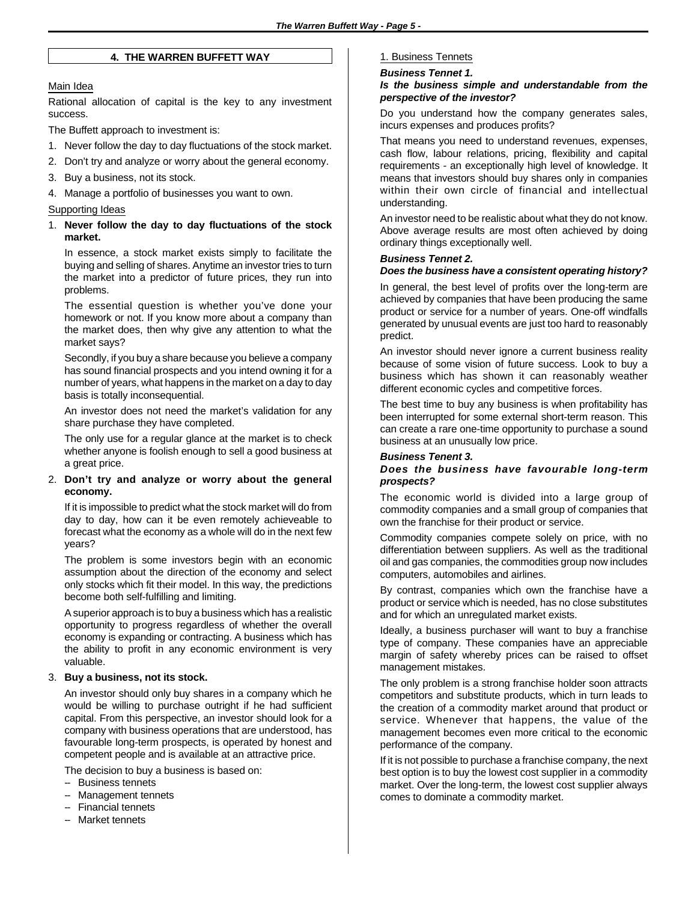## 4. THE WARREN BUFFETT WAY

Main Idea

Rational allocation of capital is the key to any investment success.

The Buffett approach to investment is:

1. Never follow the day to day fluctuations of the stock market.
2. Don't try and analyze or worry about the general economy.
3. Buy a business, not its stock.
4. Manage a portfolio of businesses you want to own.

Supporting Ideas

1. **Never follow the day to day fluctuations of the stock market.**

   In essence, a stock market exists simply to facilitate the buying and selling of shares. Anytime an investor tries to turn the market into a predictor of future prices, they run into problems.

   The essential question is whether you've done your homework or not. If you know more about a company than the market does, then why give any attention to what the market says?

   Secondly, if you buy a share because you believe a company has sound financial prospects and you intend owning it for a number of years, what happens in the market on a day to day basis is totally inconsequential.

   An investor does not need the market's validation for any share purchase they have completed.

   The only use for a regular glance at the market is to check whether anyone is foolish enough to sell a good business at a great price.

2. **Don't try and analyze or worry about the general economy.**

   If it is impossible to predict what the stock market will do from day to day, how can it be even remotely achieveable to forecast what the economy as a whole will do in the next few years?

   The problem is some investors begin with an economic assumption about the direction of the economy and select only stocks which fit their model. In this way, the predictions become both self-fulfilling and limiting.

   A superior approach is to buy a business which has a realistic opportunity to progress regardless of whether the overall economy is expanding or contracting. A business which has the ability to profit in any economic environment is very valuable.

3. **Buy a business, not its stock.**

   An investor should only buy shares in a company which he would be willing to purchase outright if he had sufficient capital. From this perspective, an investor should look for a company with business operations that are understood, has favourable long-term prospects, is operated by honest and competent people and is available at an attractive price.

   The decision to buy a business is based on:

   - Business tennets
   - Management tennets
   - Financial tennets
   - Market tennets

1. Business Tennets

***Business Tennet 1.***
***Is the business simple and understandable from the perspective of the investor?***

Do you understand how the company generates sales, incurs expenses and produces profits?

That means you need to understand revenues, expenses, cash flow, labour relations, pricing, flexibility and capital requirements - an exceptionally high level of knowledge. It means that investors should buy shares only in companies within their own circle of financial and intellectual understanding.

An investor need to be realistic about what they do not know. Above average results are most often achieved by doing ordinary things exceptionally well.

***Business Tennet 2.***
***Does the business have a consistent operating history?***

In general, the best level of profits over the long-term are achieved by companies that have been producing the same product or service for a number of years. One-off windfalls generated by unusual events are just too hard to reasonably predict.

An investor should never ignore a current business reality because of some vision of future success. Look to buy a business which has shown it can reasonably weather different economic cycles and competitive forces.

The best time to buy any business is when profitability has been interrupted for some external short-term reason. This can create a rare one-time opportunity to purchase a sound business at an unusually low price.

***Business Tenent 3.***
***Does the business have favourable long-term prospects?***

The economic world is divided into a large group of commodity companies and a small group of companies that own the franchise for their product or service.

Commodity companies compete solely on price, with no differentiation between suppliers. As well as the traditional oil and gas companies, the commodities group now includes computers, automobiles and airlines.

By contrast, companies which own the franchise have a product or service which is needed, has no close substitutes and for which an unregulated market exists.

Ideally, a business purchaser will want to buy a franchise type of company. These companies have an appreciable margin of safety whereby prices can be raised to offset management mistakes.

The only problem is a strong franchise holder soon attracts competitors and substitute products, which in turn leads to the creation of a commodity market around that product or service. Whenever that happens, the value of the management becomes even more critical to the economic performance of the company.

If it is not possible to purchase a franchise company, the next best option is to buy the lowest cost supplier in a commodity market. Over the long-term, the lowest cost supplier always comes to dominate a commodity market.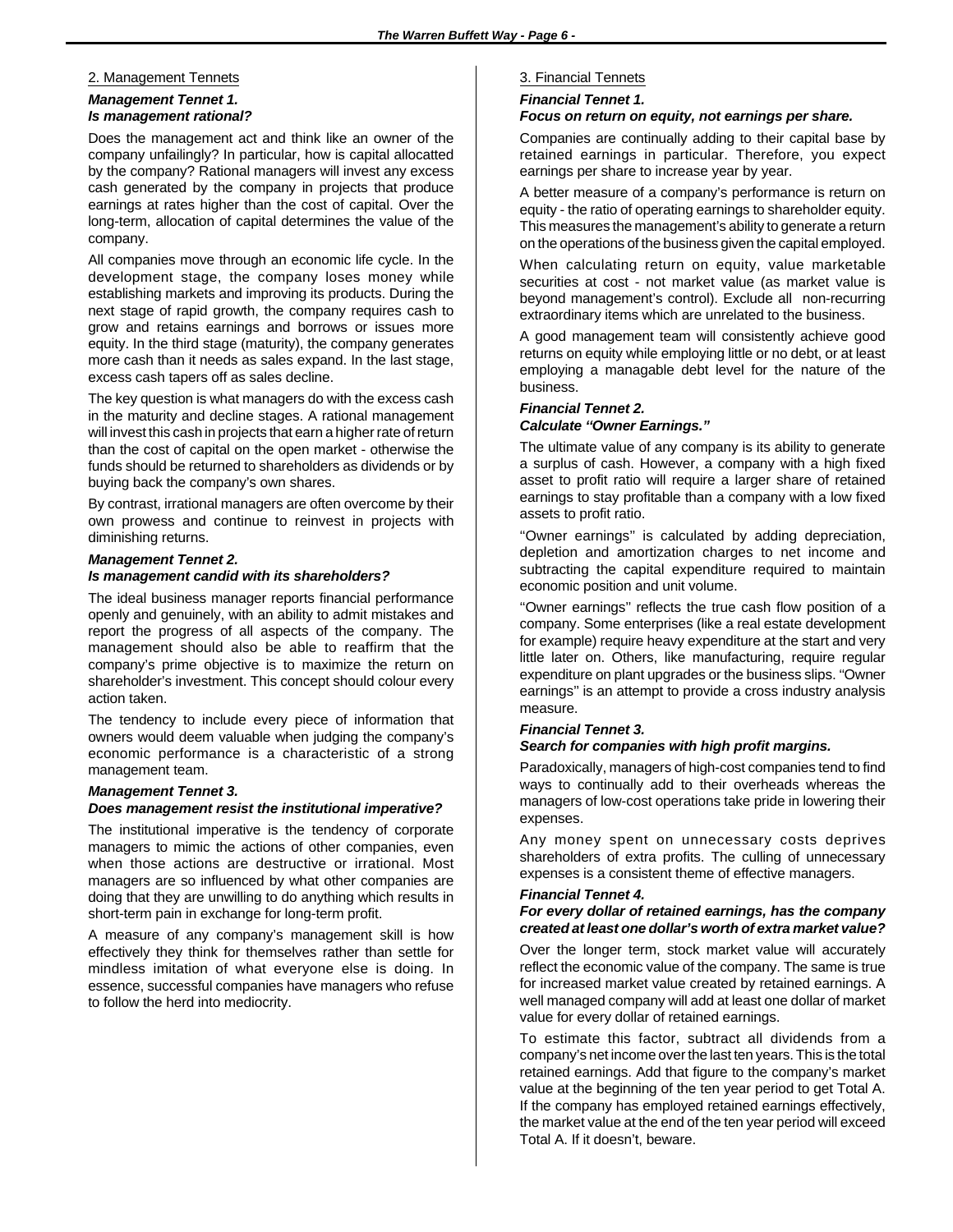## 2. Management Tennets

### *Management Tennet 1.*
### *Is management rational?*

Does the management act and think like an owner of the company unfailingly? In particular, how is capital allocatted by the company? Rational managers will invest any excess cash generated by the company in projects that produce earnings at rates higher than the cost of capital. Over the long-term, allocation of capital determines the value of the company.

All companies move through an economic life cycle. In the development stage, the company loses money while establishing markets and improving its products. During the next stage of rapid growth, the company requires cash to grow and retains earnings and borrows or issues more equity. In the third stage (maturity), the company generates more cash than it needs as sales expand. In the last stage, excess cash tapers off as sales decline.

The key question is what managers do with the excess cash in the maturity and decline stages. A rational management will invest this cash in projects that earn a higher rate of return than the cost of capital on the open market - otherwise the funds should be returned to shareholders as dividends or by buying back the company's own shares.

By contrast, irrational managers are often overcome by their own prowess and continue to reinvest in projects with diminishing returns.

### *Management Tennet 2.*
### *Is management candid with its shareholders?*

The ideal business manager reports financial performance openly and genuinely, with an ability to admit mistakes and report the progress of all aspects of the company. The management should also be able to reaffirm that the company's prime objective is to maximize the return on shareholder's investment. This concept should colour every action taken.

The tendency to include every piece of information that owners would deem valuable when judging the company's economic performance is a characteristic of a strong management team.

### *Management Tennet 3.*
### *Does management resist the institutional imperative?*

The institutional imperative is the tendency of corporate managers to mimic the actions of other companies, even when those actions are destructive or irrational. Most managers are so influenced by what other companies are doing that they are unwilling to do anything which results in short-term pain in exchange for long-term profit.

A measure of any company's management skill is how effectively they think for themselves rather than settle for mindless imitation of what everyone else is doing. In essence, successful companies have managers who refuse to follow the herd into mediocrity.

## 3. Financial Tennets

### *Financial Tennet 1.*
### *Focus on return on equity, not earnings per share.*

Companies are continually adding to their capital base by retained earnings in particular. Therefore, you expect earnings per share to increase year by year.

A better measure of a company's performance is return on equity - the ratio of operating earnings to shareholder equity. This measures the management's ability to generate a return on the operations of the business given the capital employed.

When calculating return on equity, value marketable securities at cost - not market value (as market value is beyond management's control). Exclude all non-recurring extraordinary items which are unrelated to the business.

A good management team will consistently achieve good returns on equity while employing little or no debt, or at least employing a managable debt level for the nature of the business.

### *Financial Tennet 2.*
### *Calculate "Owner Earnings."*

The ultimate value of any company is its ability to generate a surplus of cash. However, a company with a high fixed asset to profit ratio will require a larger share of retained earnings to stay profitable than a company with a low fixed assets to profit ratio.

"Owner earnings" is calculated by adding depreciation, depletion and amortization charges to net income and subtracting the capital expenditure required to maintain economic position and unit volume.

"Owner earnings" reflects the true cash flow position of a company. Some enterprises (like a real estate development for example) require heavy expenditure at the start and very little later on. Others, like manufacturing, require regular expenditure on plant upgrades or the business slips. "Owner earnings" is an attempt to provide a cross industry analysis measure.

### *Financial Tennet 3.*
### *Search for companies with high profit margins.*

Paradoxically, managers of high-cost companies tend to find ways to continually add to their overheads whereas the managers of low-cost operations take pride in lowering their expenses.

Any money spent on unnecessary costs deprives shareholders of extra profits. The culling of unnecessary expenses is a consistent theme of effective managers.

### *Financial Tennet 4.*
### *For every dollar of retained earnings, has the company created at least one dollar's worth of extra market value?*

Over the longer term, stock market value will accurately reflect the economic value of the company. The same is true for increased market value created by retained earnings. A well managed company will add at least one dollar of market value for every dollar of retained earnings.

To estimate this factor, subtract all dividends from a company's net income over the last ten years. This is the total retained earnings. Add that figure to the company's market value at the beginning of the ten year period to get Total A. If the company has employed retained earnings effectively, the market value at the end of the ten year period will exceed Total A. If it doesn't, beware.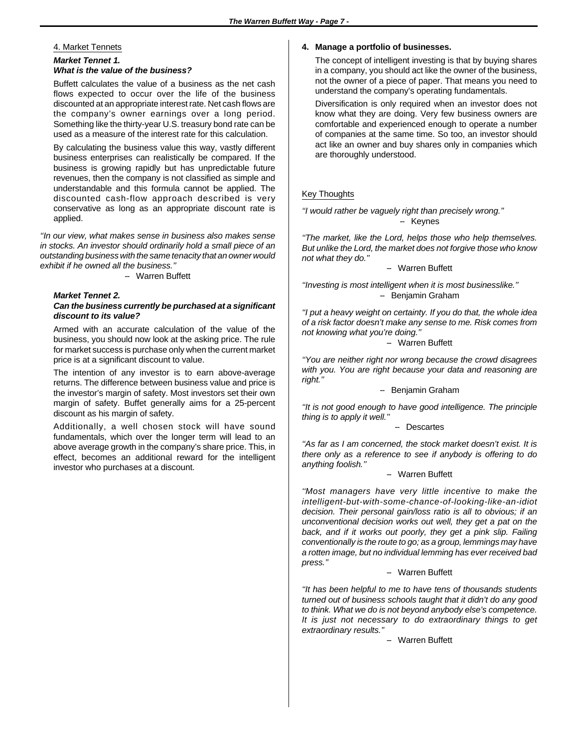4. Market Tennets

***Market Tennet 1.***
***What is the value of the business?***

Buffett calculates the value of a business as the net cash flows expected to occur over the life of the business discounted at an appropriate interest rate. Net cash flows are the company's owner earnings over a long period. Something like the thirty-year U.S. treasury bond rate can be used as a measure of the interest rate for this calculation.

By calculating the business value this way, vastly different business enterprises can realistically be compared. If the business is growing rapidly but has unpredictable future revenues, then the company is not classified as simple and understandable and this formula cannot be applied. The discounted cash-flow approach described is very conservative as long as an appropriate discount rate is applied.

*"In our view, what makes sense in business also makes sense in stocks. An investor should ordinarily hold a small piece of an outstanding business with the same tenacity that an owner would exhibit if he owned all the business."*

– Warren Buffett

***Market Tennet 2.***
***Can the business currently be purchased at a significant discount to its value?***

Armed with an accurate calculation of the value of the business, you should now look at the asking price. The rule for market success is purchase only when the current market price is at a significant discount to value.

The intention of any investor is to earn above-average returns. The difference between business value and price is the investor's margin of safety. Most investors set their own margin of safety. Buffet generally aims for a 25-percent discount as his margin of safety.

Additionally, a well chosen stock will have sound fundamentals, which over the longer term will lead to an above average growth in the company's share price. This, in effect, becomes an additional reward for the intelligent investor who purchases at a discount.

**4. Manage a portfolio of businesses.**

The concept of intelligent investing is that by buying shares in a company, you should act like the owner of the business, not the owner of a piece of paper. That means you need to understand the company's operating fundamentals.

Diversification is only required when an investor does not know what they are doing. Very few business owners are comfortable and experienced enough to operate a number of companies at the same time. So too, an investor should act like an owner and buy shares only in companies which are thoroughly understood.

Key Thoughts

*"I would rather be vaguely right than precisely wrong."*

– Keynes

*"The market, like the Lord, helps those who help themselves. But unlike the Lord, the market does not forgive those who know not what they do."*

– Warren Buffett

*"Investing is most intelligent when it is most businesslike."*

– Benjamin Graham

*"I put a heavy weight on certainty. If you do that, the whole idea of a risk factor doesn't make any sense to me. Risk comes from not knowing what you're doing."*

– Warren Buffett

*"You are neither right nor wrong because the crowd disagrees with you. You are right because your data and reasoning are right."*

– Benjamin Graham

*"It is not good enough to have good intelligence. The principle thing is to apply it well."*

– Descartes

*"As far as I am concerned, the stock market doesn't exist. It is there only as a reference to see if anybody is offering to do anything foolish."*

– Warren Buffett

*"Most managers have very little incentive to make the intelligent-but-with-some-chance-of-looking-like-an-idiot decision. Their personal gain/loss ratio is all to obvious; if an unconventional decision works out well, they get a pat on the back, and if it works out poorly, they get a pink slip. Failing conventionally is the route to go; as a group, lemmings may have a rotten image, but no individual lemming has ever received bad press."*

– Warren Buffett

*"It has been helpful to me to have tens of thousands students turned out of business schools taught that it didn't do any good to think. What we do is not beyond anybody else's competence. It is just not necessary to do extraordinary things to get extraordinary results."*

– Warren Buffett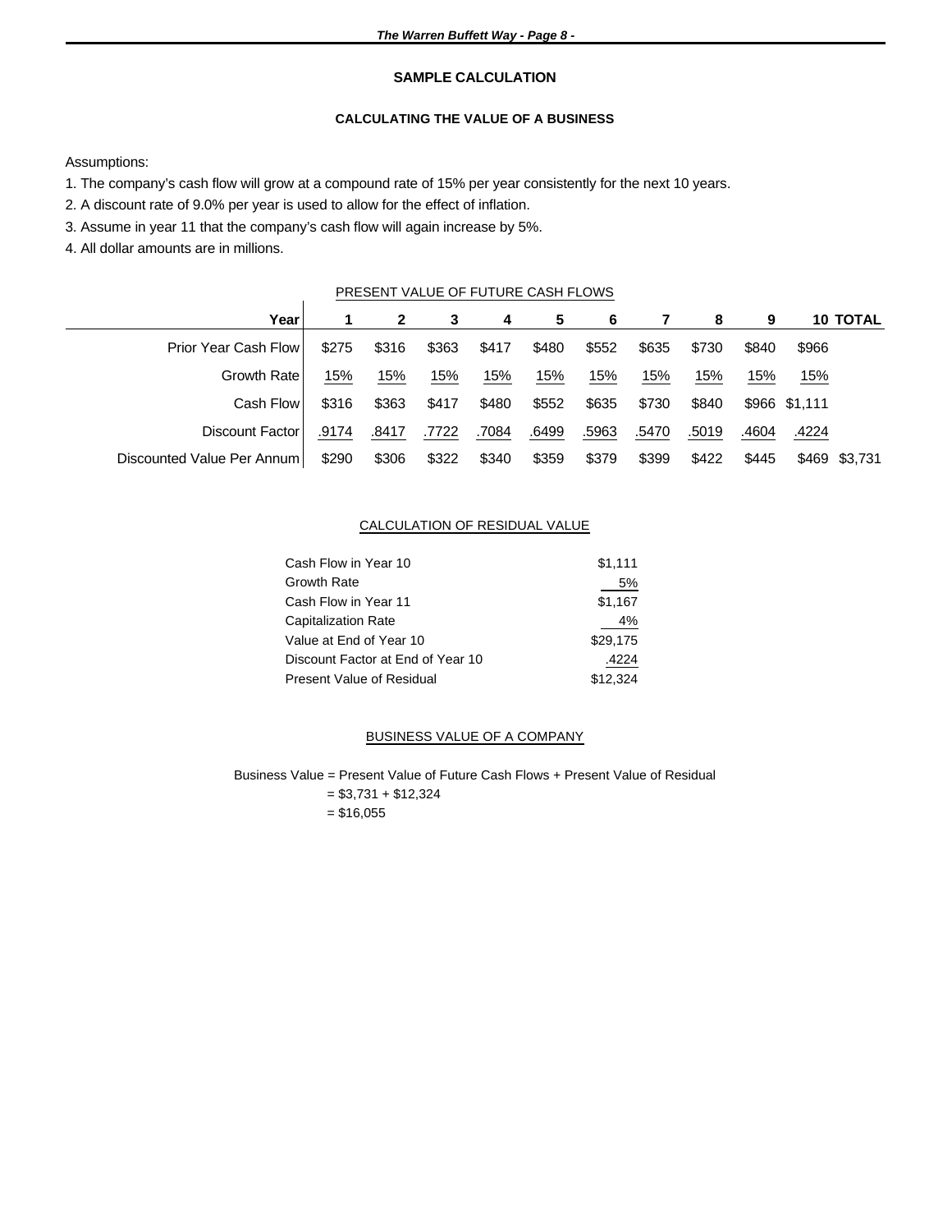## SAMPLE CALCULATION

### CALCULATING THE VALUE OF A BUSINESS

Assumptions:

1. The company's cash flow will grow at a compound rate of 15% per year consistently for the next 10 years.
2. A discount rate of 9.0% per year is used to allow for the effect of inflation.
3. Assume in year 11 that the company's cash flow will again increase by 5%.
4. All dollar amounts are in millions.

PRESENT VALUE OF FUTURE CASH FLOWS

| Year | 1 | 2 | 3 | 4 | 5 | 6 | 7 | 8 | 9 | 10 | TOTAL |
|---|---|---|---|---|---|---|---|---|---|---|---|
| Prior Year Cash Flow | $275 | $316 | $363 | $417 | $480 | $552 | $635 | $730 | $840 | $966 | |
| Growth Rate | 15% | 15% | 15% | 15% | 15% | 15% | 15% | 15% | 15% | 15% | |
| Cash Flow | $316 | $363 | $417 | $480 | $552 | $635 | $730 | $840 | $966 | $1,111 | |
| Discount Factor | .9174 | .8417 | .7722 | .7084 | .6499 | .5963 | .5470 | .5019 | .4604 | .4224 | |
| Discounted Value Per Annum | $290 | $306 | $322 | $340 | $359 | $379 | $399 | $422 | $445 | $469 | $3,731 |

CALCULATION OF RESIDUAL VALUE

| | |
|---|---|
| Cash Flow in Year 10 | $1,111 |
| Growth Rate | 5% |
| Cash Flow in Year 11 | $1,167 |
| Capitalization Rate | 4% |
| Value at End of Year 10 | $29,175 |
| Discount Factor at End of Year 10 | .4224 |
| Present Value of Residual | $12,324 |

BUSINESS VALUE OF A COMPANY

Business Value = Present Value of Future Cash Flows + Present Value of Residual

= $3,731 + $12,324

= $16,055